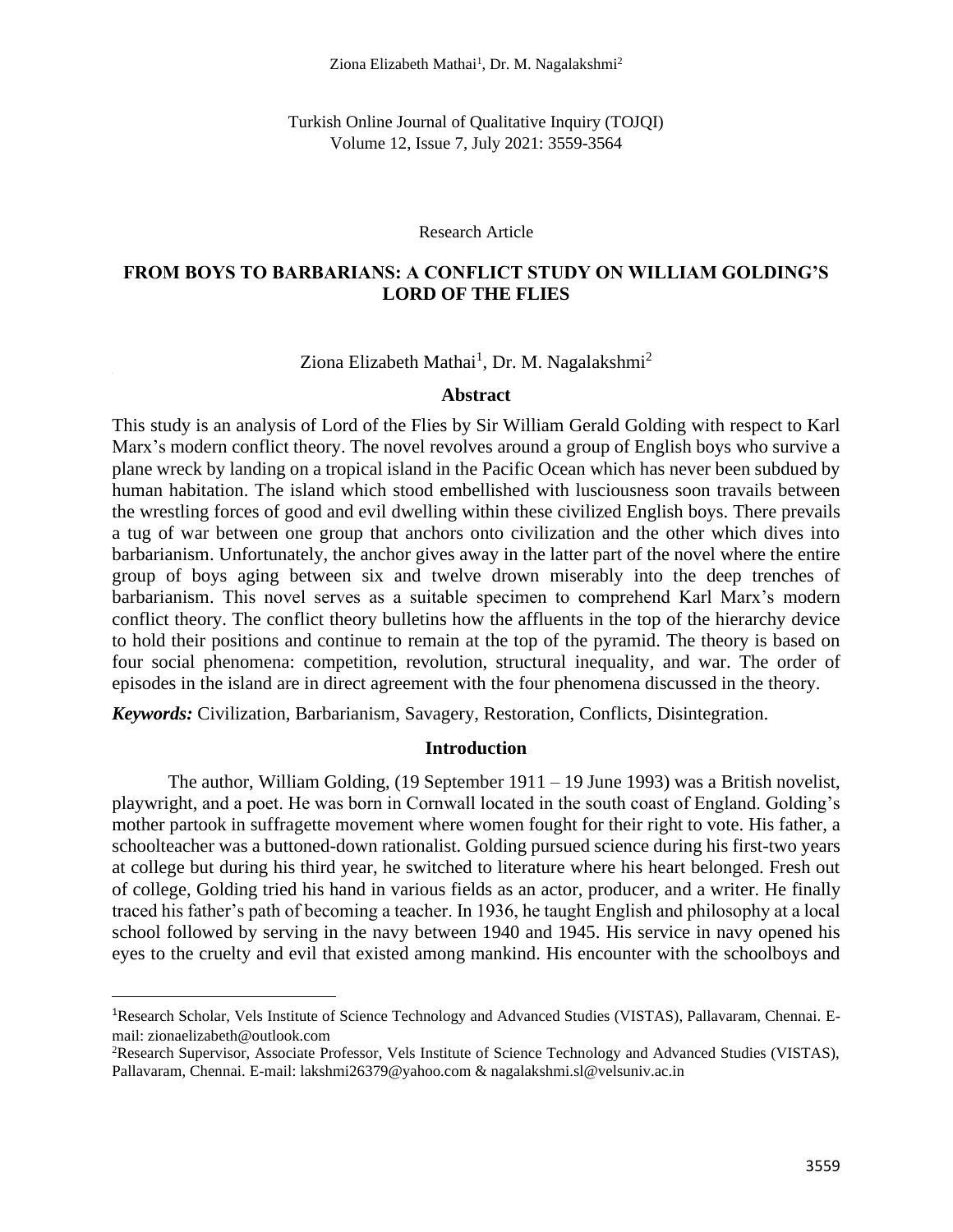Research Article

# FROM BOYS TO BARBARIANS: A CONFLICT STUDY ON WILLIAM GOLDING'S LORD OF THE FLIES

Ziona Elizabeth Mathai[1], Dr. M. Nagalakshmi[2]

## Abstract

This study is an analysis of Lord of the Flies by Sir William Gerald Golding with respect to Karl Marx's modern conflict theory. The novel revolves around a group of English boys who survive a plane wreck by landing on a tropical island in the Pacific Ocean which has never been subdued by human habitation. The island which stood embellished with lusciousness soon travails between the wrestling forces of good and evil dwelling within these civilized English boys. There prevails a tug of war between one group that anchors onto civilization and the other which dives into barbarianism. Unfortunately, the anchor gives away in the latter part of the novel where the entire group of boys aging between six and twelve drown miserably into the deep trenches of barbarianism. This novel serves as a suitable specimen to comprehend Karl Marx's modern conflict theory. The conflict theory bulletins how the affluents in the top of the hierarchy device to hold their positions and continue to remain at the top of the pyramid. The theory is based on four social phenomena: competition, revolution, structural inequality, and war. The order of episodes in the island are in direct agreement with the four phenomena discussed in the theory.

***Keywords:*** Civilization, Barbarianism, Savagery, Restoration, Conflicts, Disintegration.

## Introduction

The author, William Golding, (19 September 1911 – 19 June 1993) was a British novelist, playwright, and a poet. He was born in Cornwall located in the south coast of England. Golding's mother partook in suffragette movement where women fought for their right to vote. His father, a schoolteacher was a buttoned-down rationalist. Golding pursued science during his first-two years at college but during his third year, he switched to literature where his heart belonged. Fresh out of college, Golding tried his hand in various fields as an actor, producer, and a writer. He finally traced his father's path of becoming a teacher. In 1936, he taught English and philosophy at a local school followed by serving in the navy between 1940 and 1945. His service in navy opened his eyes to the cruelty and evil that existed among mankind. His encounter with the schoolboys and

---

[1]Research Scholar, Vels Institute of Science Technology and Advanced Studies (VISTAS), Pallavaram, Chennai. E-mail: zionaelizabeth@outlook.com

[2]Research Supervisor, Associate Professor, Vels Institute of Science Technology and Advanced Studies (VISTAS), Pallavaram, Chennai. E-mail: lakshmi26379@yahoo.com & nagalakshmi.sl@velsuniv.ac.in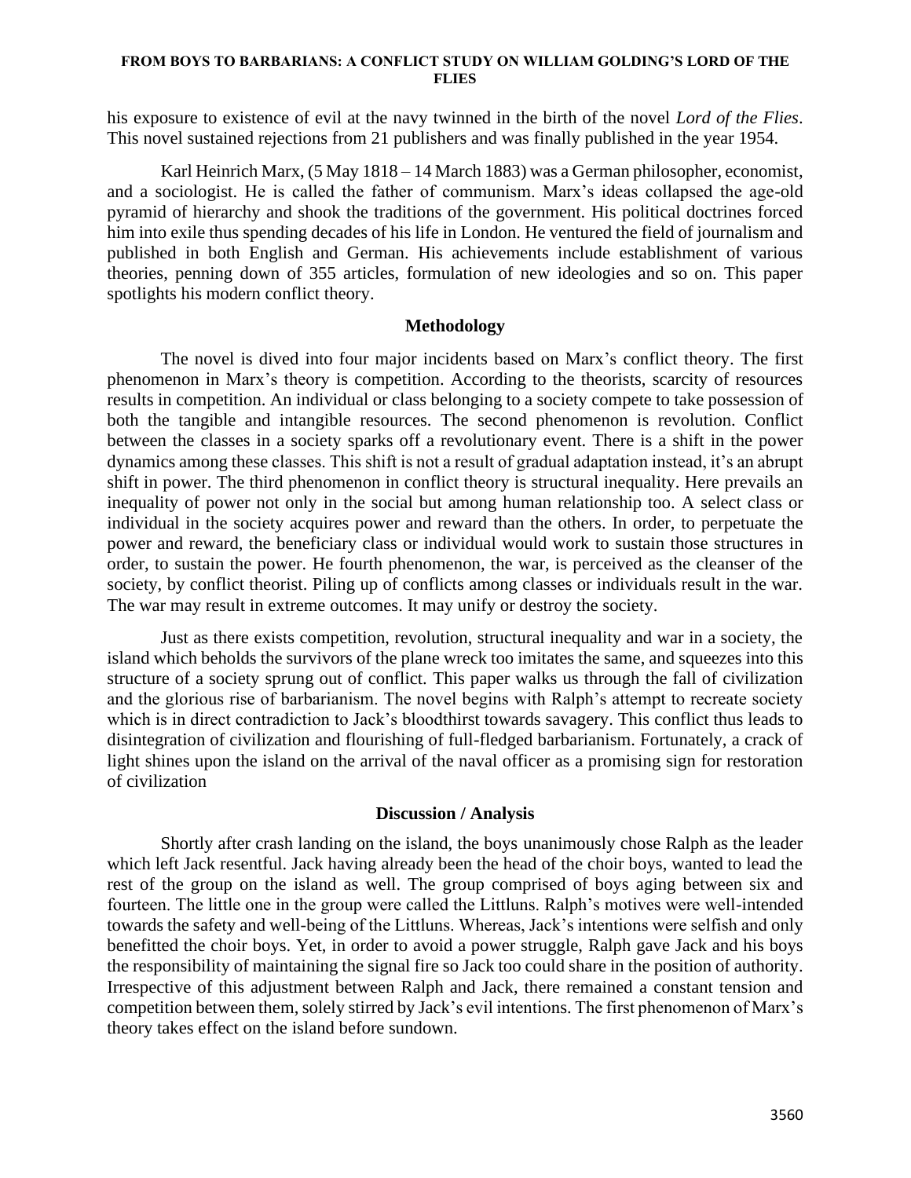his exposure to existence of evil at the navy twinned in the birth of the novel *Lord of the Flies*. This novel sustained rejections from 21 publishers and was finally published in the year 1954.

Karl Heinrich Marx, (5 May 1818 – 14 March 1883) was a German philosopher, economist, and a sociologist. He is called the father of communism. Marx's ideas collapsed the age-old pyramid of hierarchy and shook the traditions of the government. His political doctrines forced him into exile thus spending decades of his life in London. He ventured the field of journalism and published in both English and German. His achievements include establishment of various theories, penning down of 355 articles, formulation of new ideologies and so on. This paper spotlights his modern conflict theory.

## Methodology

The novel is dived into four major incidents based on Marx's conflict theory. The first phenomenon in Marx's theory is competition. According to the theorists, scarcity of resources results in competition. An individual or class belonging to a society compete to take possession of both the tangible and intangible resources. The second phenomenon is revolution. Conflict between the classes in a society sparks off a revolutionary event. There is a shift in the power dynamics among these classes. This shift is not a result of gradual adaptation instead, it's an abrupt shift in power. The third phenomenon in conflict theory is structural inequality. Here prevails an inequality of power not only in the social but among human relationship too. A select class or individual in the society acquires power and reward than the others. In order, to perpetuate the power and reward, the beneficiary class or individual would work to sustain those structures in order, to sustain the power. He fourth phenomenon, the war, is perceived as the cleanser of the society, by conflict theorist. Piling up of conflicts among classes or individuals result in the war. The war may result in extreme outcomes. It may unify or destroy the society.

Just as there exists competition, revolution, structural inequality and war in a society, the island which beholds the survivors of the plane wreck too imitates the same, and squeezes into this structure of a society sprung out of conflict. This paper walks us through the fall of civilization and the glorious rise of barbarianism. The novel begins with Ralph's attempt to recreate society which is in direct contradiction to Jack's bloodthirst towards savagery. This conflict thus leads to disintegration of civilization and flourishing of full-fledged barbarianism. Fortunately, a crack of light shines upon the island on the arrival of the naval officer as a promising sign for restoration of civilization

## Discussion / Analysis

Shortly after crash landing on the island, the boys unanimously chose Ralph as the leader which left Jack resentful. Jack having already been the head of the choir boys, wanted to lead the rest of the group on the island as well. The group comprised of boys aging between six and fourteen. The little one in the group were called the Littluns. Ralph's motives were well-intended towards the safety and well-being of the Littluns. Whereas, Jack's intentions were selfish and only benefitted the choir boys. Yet, in order to avoid a power struggle, Ralph gave Jack and his boys the responsibility of maintaining the signal fire so Jack too could share in the position of authority. Irrespective of this adjustment between Ralph and Jack, there remained a constant tension and competition between them, solely stirred by Jack's evil intentions. The first phenomenon of Marx's theory takes effect on the island before sundown.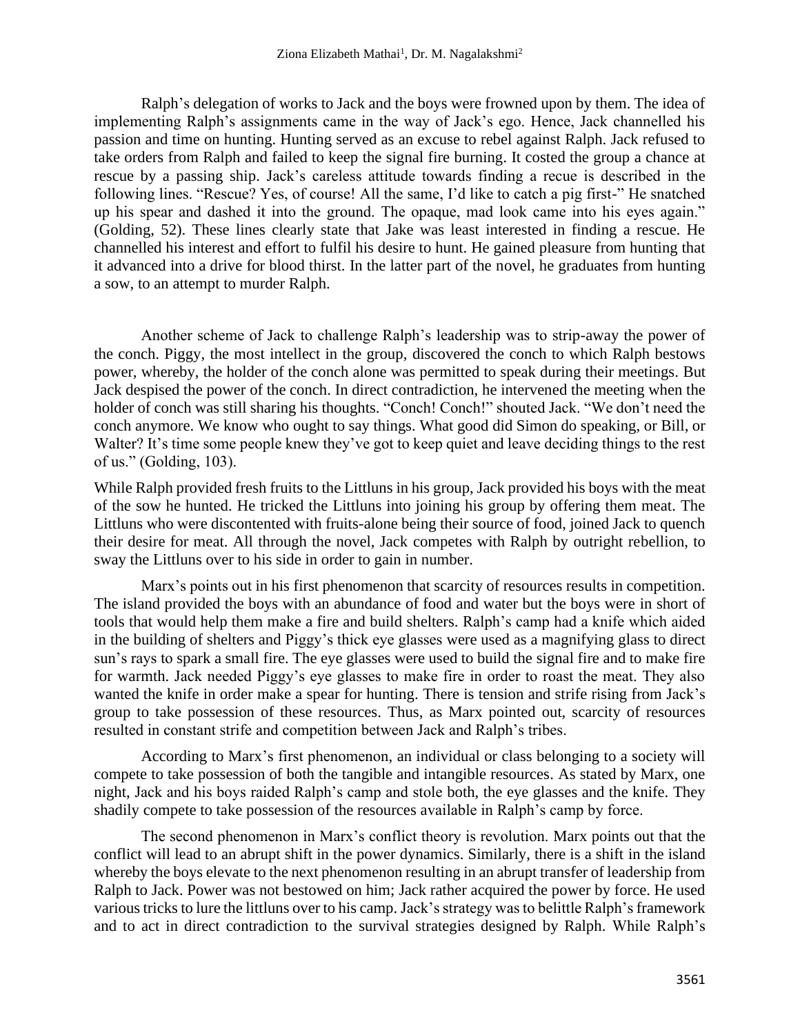Ralph's delegation of works to Jack and the boys were frowned upon by them. The idea of implementing Ralph's assignments came in the way of Jack's ego. Hence, Jack channelled his passion and time on hunting. Hunting served as an excuse to rebel against Ralph. Jack refused to take orders from Ralph and failed to keep the signal fire burning. It costed the group a chance at rescue by a passing ship. Jack's careless attitude towards finding a recue is described in the following lines. "Rescue? Yes, of course! All the same, I'd like to catch a pig first-" He snatched up his spear and dashed it into the ground. The opaque, mad look came into his eyes again." (Golding, 52). These lines clearly state that Jake was least interested in finding a rescue. He channelled his interest and effort to fulfil his desire to hunt. He gained pleasure from hunting that it advanced into a drive for blood thirst. In the latter part of the novel, he graduates from hunting a sow, to an attempt to murder Ralph.

Another scheme of Jack to challenge Ralph's leadership was to strip-away the power of the conch. Piggy, the most intellect in the group, discovered the conch to which Ralph bestows power, whereby, the holder of the conch alone was permitted to speak during their meetings. But Jack despised the power of the conch. In direct contradiction, he intervened the meeting when the holder of conch was still sharing his thoughts. "Conch! Conch!" shouted Jack. "We don't need the conch anymore. We know who ought to say things. What good did Simon do speaking, or Bill, or Walter? It's time some people knew they've got to keep quiet and leave deciding things to the rest of us." (Golding, 103).

While Ralph provided fresh fruits to the Littluns in his group, Jack provided his boys with the meat of the sow he hunted. He tricked the Littluns into joining his group by offering them meat. The Littluns who were discontented with fruits-alone being their source of food, joined Jack to quench their desire for meat. All through the novel, Jack competes with Ralph by outright rebellion, to sway the Littluns over to his side in order to gain in number.

Marx's points out in his first phenomenon that scarcity of resources results in competition. The island provided the boys with an abundance of food and water but the boys were in short of tools that would help them make a fire and build shelters. Ralph's camp had a knife which aided in the building of shelters and Piggy's thick eye glasses were used as a magnifying glass to direct sun's rays to spark a small fire. The eye glasses were used to build the signal fire and to make fire for warmth. Jack needed Piggy's eye glasses to make fire in order to roast the meat. They also wanted the knife in order make a spear for hunting. There is tension and strife rising from Jack's group to take possession of these resources. Thus, as Marx pointed out, scarcity of resources resulted in constant strife and competition between Jack and Ralph's tribes.

According to Marx's first phenomenon, an individual or class belonging to a society will compete to take possession of both the tangible and intangible resources. As stated by Marx, one night, Jack and his boys raided Ralph's camp and stole both, the eye glasses and the knife. They shadily compete to take possession of the resources available in Ralph's camp by force.

The second phenomenon in Marx's conflict theory is revolution. Marx points out that the conflict will lead to an abrupt shift in the power dynamics. Similarly, there is a shift in the island whereby the boys elevate to the next phenomenon resulting in an abrupt transfer of leadership from Ralph to Jack. Power was not bestowed on him; Jack rather acquired the power by force. He used various tricks to lure the littluns over to his camp. Jack's strategy was to belittle Ralph's framework and to act in direct contradiction to the survival strategies designed by Ralph. While Ralph's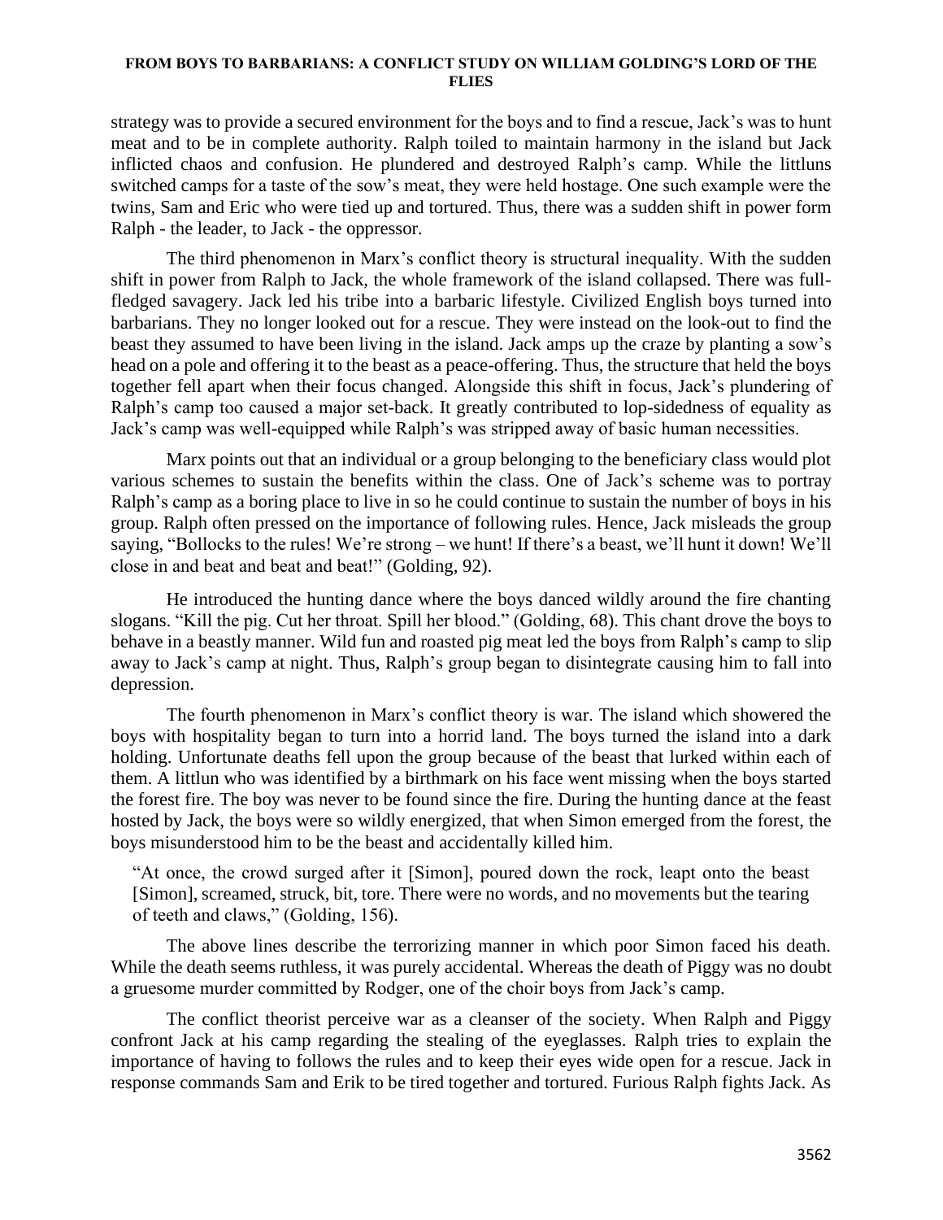strategy was to provide a secured environment for the boys and to find a rescue, Jack's was to hunt meat and to be in complete authority. Ralph toiled to maintain harmony in the island but Jack inflicted chaos and confusion. He plundered and destroyed Ralph's camp. While the littluns switched camps for a taste of the sow's meat, they were held hostage. One such example were the twins, Sam and Eric who were tied up and tortured. Thus, there was a sudden shift in power form Ralph - the leader, to Jack - the oppressor.

The third phenomenon in Marx's conflict theory is structural inequality. With the sudden shift in power from Ralph to Jack, the whole framework of the island collapsed. There was full-fledged savagery. Jack led his tribe into a barbaric lifestyle. Civilized English boys turned into barbarians. They no longer looked out for a rescue. They were instead on the look-out to find the beast they assumed to have been living in the island. Jack amps up the craze by planting a sow's head on a pole and offering it to the beast as a peace-offering. Thus, the structure that held the boys together fell apart when their focus changed. Alongside this shift in focus, Jack's plundering of Ralph's camp too caused a major set-back. It greatly contributed to lop-sidedness of equality as Jack's camp was well-equipped while Ralph's was stripped away of basic human necessities.

Marx points out that an individual or a group belonging to the beneficiary class would plot various schemes to sustain the benefits within the class. One of Jack's scheme was to portray Ralph's camp as a boring place to live in so he could continue to sustain the number of boys in his group. Ralph often pressed on the importance of following rules. Hence, Jack misleads the group saying, "Bollocks to the rules! We're strong – we hunt! If there's a beast, we'll hunt it down! We'll close in and beat and beat and beat!" (Golding, 92).

He introduced the hunting dance where the boys danced wildly around the fire chanting slogans. "Kill the pig. Cut her throat. Spill her blood." (Golding, 68). This chant drove the boys to behave in a beastly manner. Wild fun and roasted pig meat led the boys from Ralph's camp to slip away to Jack's camp at night. Thus, Ralph's group began to disintegrate causing him to fall into depression.

The fourth phenomenon in Marx's conflict theory is war. The island which showered the boys with hospitality began to turn into a horrid land. The boys turned the island into a dark holding. Unfortunate deaths fell upon the group because of the beast that lurked within each of them. A littlun who was identified by a birthmark on his face went missing when the boys started the forest fire. The boy was never to be found since the fire. During the hunting dance at the feast hosted by Jack, the boys were so wildly energized, that when Simon emerged from the forest, the boys misunderstood him to be the beast and accidentally killed him.

> "At once, the crowd surged after it [Simon], poured down the rock, leapt onto the beast [Simon], screamed, struck, bit, tore. There were no words, and no movements but the tearing of teeth and claws," (Golding, 156).

The above lines describe the terrorizing manner in which poor Simon faced his death. While the death seems ruthless, it was purely accidental. Whereas the death of Piggy was no doubt a gruesome murder committed by Rodger, one of the choir boys from Jack's camp.

The conflict theorist perceive war as a cleanser of the society. When Ralph and Piggy confront Jack at his camp regarding the stealing of the eyeglasses. Ralph tries to explain the importance of having to follows the rules and to keep their eyes wide open for a rescue. Jack in response commands Sam and Erik to be tired together and tortured. Furious Ralph fights Jack. As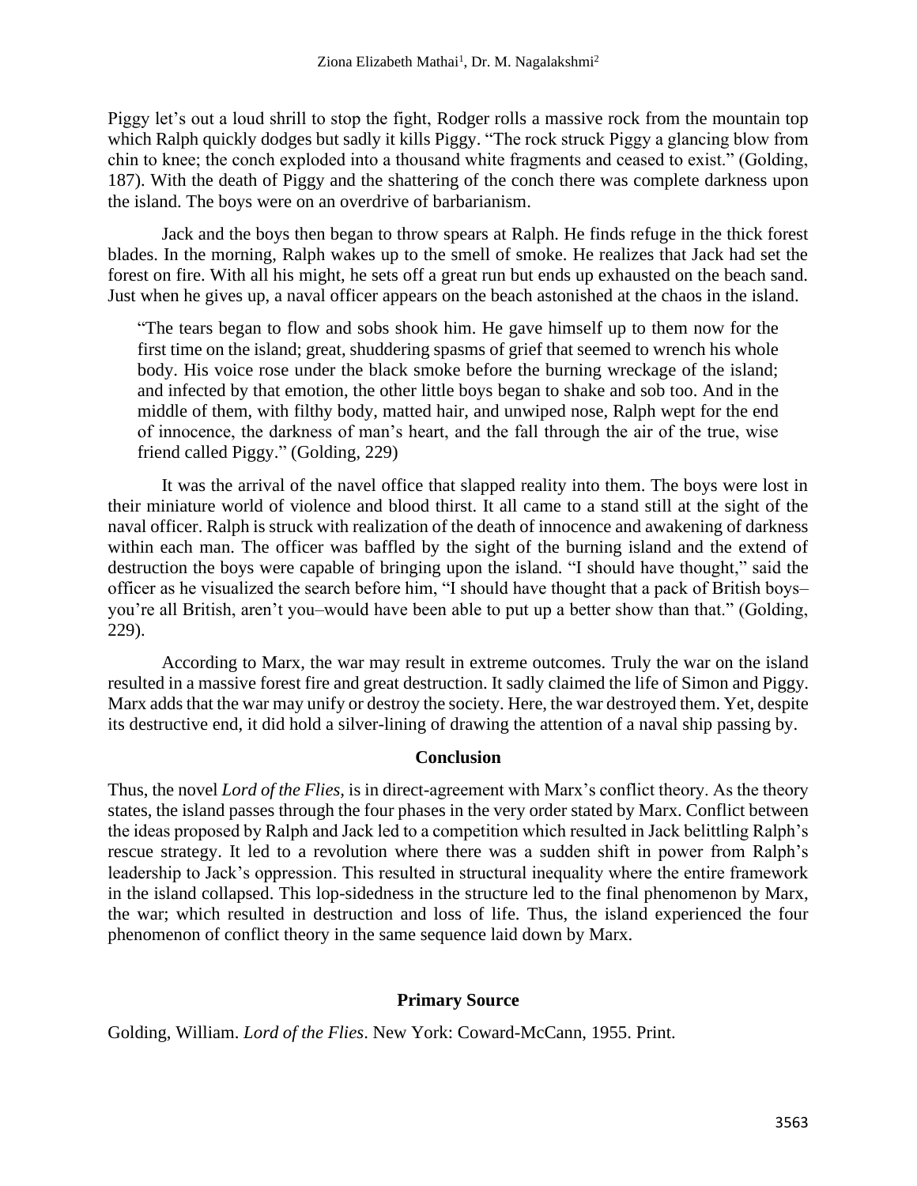Piggy let's out a loud shrill to stop the fight, Rodger rolls a massive rock from the mountain top which Ralph quickly dodges but sadly it kills Piggy. "The rock struck Piggy a glancing blow from chin to knee; the conch exploded into a thousand white fragments and ceased to exist." (Golding, 187). With the death of Piggy and the shattering of the conch there was complete darkness upon the island. The boys were on an overdrive of barbarianism.

Jack and the boys then began to throw spears at Ralph. He finds refuge in the thick forest blades. In the morning, Ralph wakes up to the smell of smoke. He realizes that Jack had set the forest on fire. With all his might, he sets off a great run but ends up exhausted on the beach sand. Just when he gives up, a naval officer appears on the beach astonished at the chaos in the island.

> "The tears began to flow and sobs shook him. He gave himself up to them now for the first time on the island; great, shuddering spasms of grief that seemed to wrench his whole body. His voice rose under the black smoke before the burning wreckage of the island; and infected by that emotion, the other little boys began to shake and sob too. And in the middle of them, with filthy body, matted hair, and unwiped nose, Ralph wept for the end of innocence, the darkness of man's heart, and the fall through the air of the true, wise friend called Piggy." (Golding, 229)

It was the arrival of the navel office that slapped reality into them. The boys were lost in their miniature world of violence and blood thirst. It all came to a stand still at the sight of the naval officer. Ralph is struck with realization of the death of innocence and awakening of darkness within each man. The officer was baffled by the sight of the burning island and the extend of destruction the boys were capable of bringing upon the island. "I should have thought," said the officer as he visualized the search before him, "I should have thought that a pack of British boys– you're all British, aren't you–would have been able to put up a better show than that." (Golding, 229).

According to Marx, the war may result in extreme outcomes. Truly the war on the island resulted in a massive forest fire and great destruction. It sadly claimed the life of Simon and Piggy. Marx adds that the war may unify or destroy the society. Here, the war destroyed them. Yet, despite its destructive end, it did hold a silver-lining of drawing the attention of a naval ship passing by.

## Conclusion

Thus, the novel *Lord of the Flies,* is in direct-agreement with Marx's conflict theory. As the theory states, the island passes through the four phases in the very order stated by Marx. Conflict between the ideas proposed by Ralph and Jack led to a competition which resulted in Jack belittling Ralph's rescue strategy. It led to a revolution where there was a sudden shift in power from Ralph's leadership to Jack's oppression. This resulted in structural inequality where the entire framework in the island collapsed. This lop-sidedness in the structure led to the final phenomenon by Marx, the war; which resulted in destruction and loss of life. Thus, the island experienced the four phenomenon of conflict theory in the same sequence laid down by Marx.

## Primary Source

Golding, William. *Lord of the Flies*. New York: Coward-McCann, 1955. Print.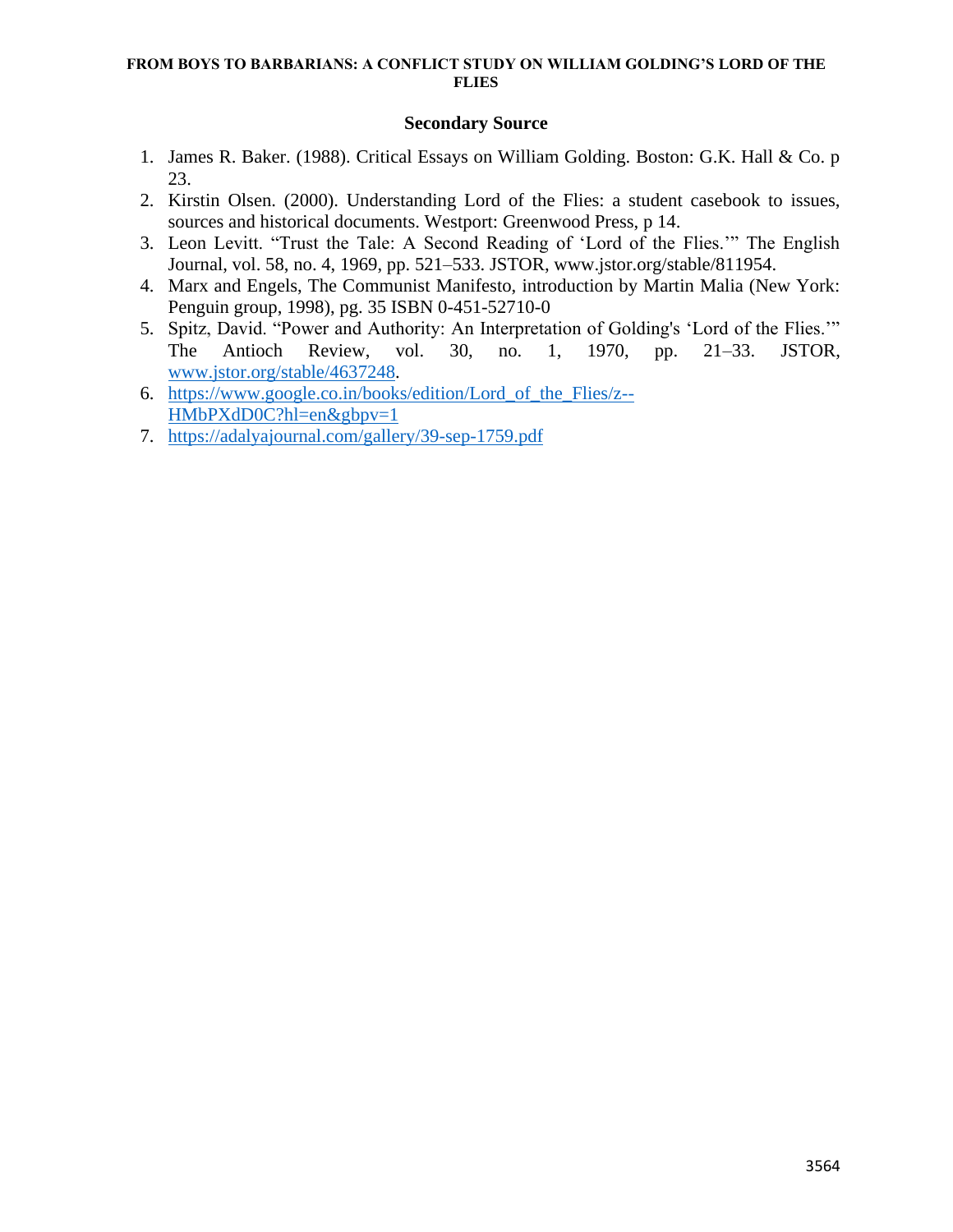## Secondary Source

1. James R. Baker. (1988). Critical Essays on William Golding. Boston: G.K. Hall & Co. p 23.
2. Kirstin Olsen. (2000). Understanding Lord of the Flies: a student casebook to issues, sources and historical documents. Westport: Greenwood Press, p 14.
3. Leon Levitt. "Trust the Tale: A Second Reading of 'Lord of the Flies.'" The English Journal, vol. 58, no. 4, 1969, pp. 521–533. JSTOR, www.jstor.org/stable/811954.
4. Marx and Engels, The Communist Manifesto, introduction by Martin Malia (New York: Penguin group, 1998), pg. 35 ISBN 0-451-52710-0
5. Spitz, David. "Power and Authority: An Interpretation of Golding's 'Lord of the Flies.'" The Antioch Review, vol. 30, no. 1, 1970, pp. 21–33. JSTOR, www.jstor.org/stable/4637248.
6. https://www.google.co.in/books/edition/Lord_of_the_Flies/z--HMbPXdD0C?hl=en&gbpv=1
7. https://adalyajournal.com/gallery/39-sep-1759.pdf